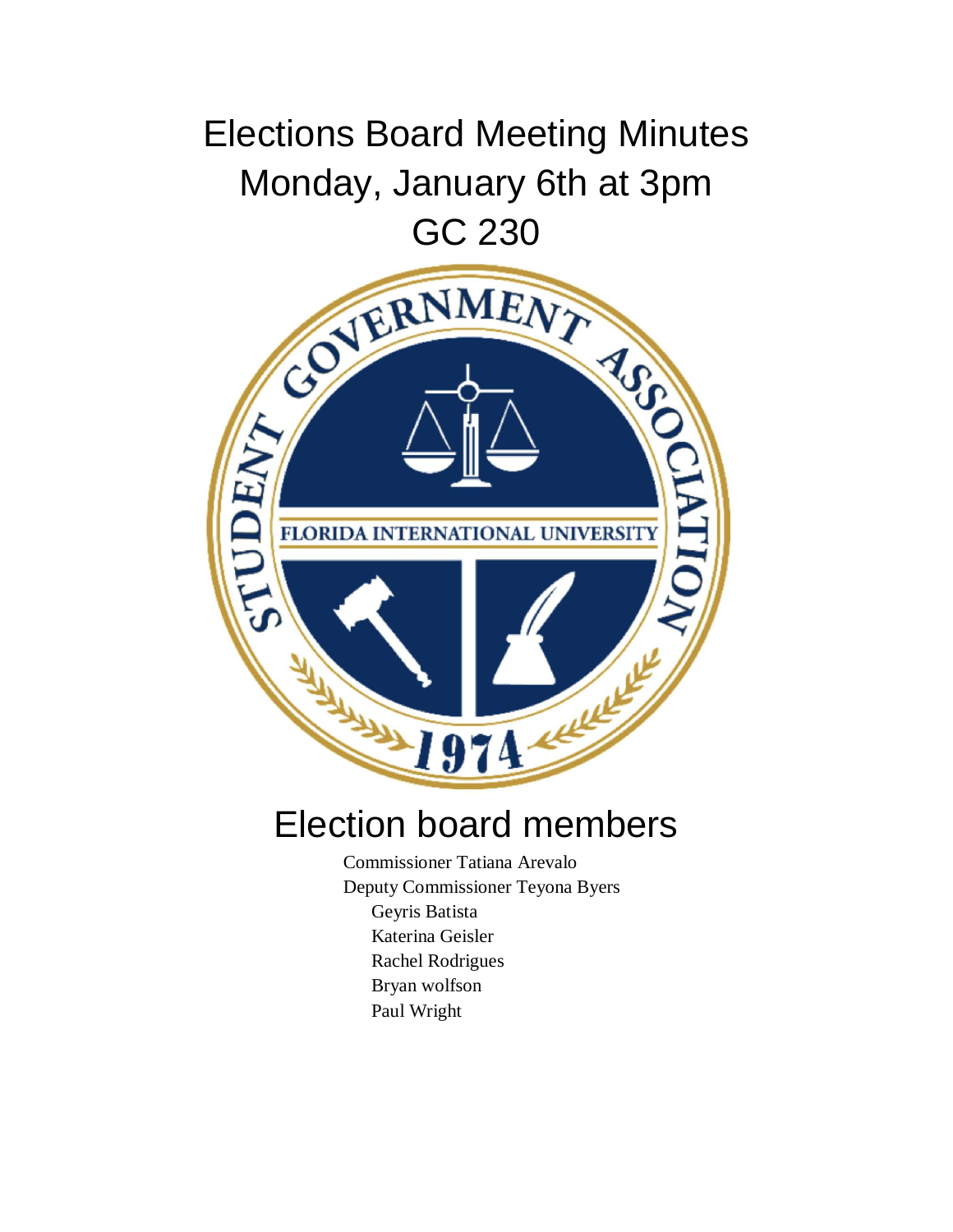# Elections Board Meeting Minutes
# Monday, January 6th at 3pm
# GC 230

## Election board members

Commissioner Tatiana Arevalo
Deputy Commissioner Teyona Byers
- Geyris Batista
- Katerina Geisler
- Rachel Rodrigues
- Bryan wolfson
- Paul Wright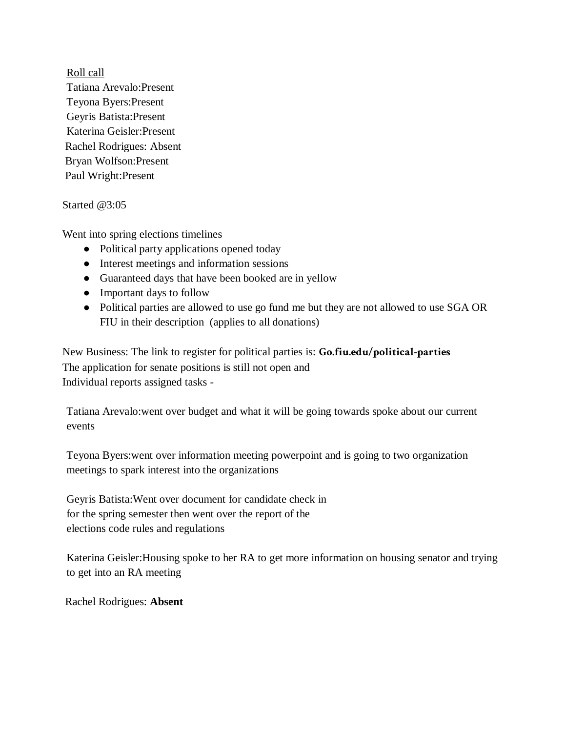<u>Roll call</u>
Tatiana Arevalo:Present
Teyona Byers:Present
Geyris Batista:Present
Katerina Geisler:Present
Rachel Rodrigues: Absent
Bryan Wolfson:Present
Paul Wright:Present

Started @3:05

Went into spring elections timelines

- Political party applications opened today
- Interest meetings and information sessions
- Guaranteed days that have been booked are in yellow
- Important days to follow
- Political parties are allowed to use go fund me but they are not allowed to use SGA OR FIU in their description (applies to all donations)

New Business: The link to register for political parties is: **Go.fiu.edu/political-parties**
The application for senate positions is still not open and
Individual reports assigned tasks -

Tatiana Arevalo:went over budget and what it will be going towards spoke about our current events

Teyona Byers:went over information meeting powerpoint and is going to two organization meetings to spark interest into the organizations

Geyris Batista:Went over document for candidate check in for the spring semester then went over the report of the elections code rules and regulations

Katerina Geisler:Housing spoke to her RA to get more information on housing senator and trying to get into an RA meeting

Rachel Rodrigues: **Absent**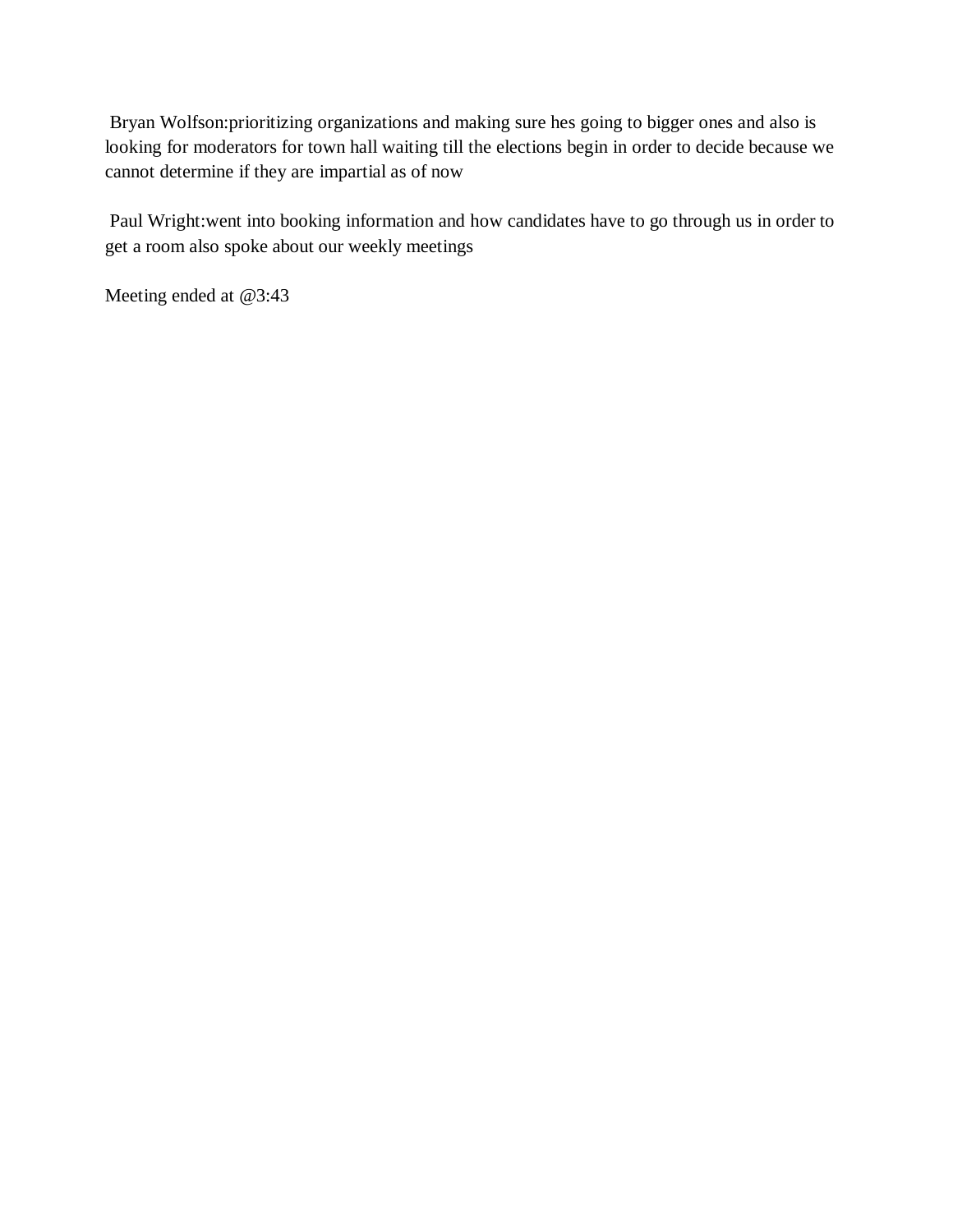Bryan Wolfson:prioritizing organizations and making sure hes going to bigger ones and also is looking for moderators for town hall waiting till the elections begin in order to decide because we cannot determine if they are impartial as of now

Paul Wright:went into booking information and how candidates have to go through us in order to get a room also spoke about our weekly meetings

Meeting ended at @3:43